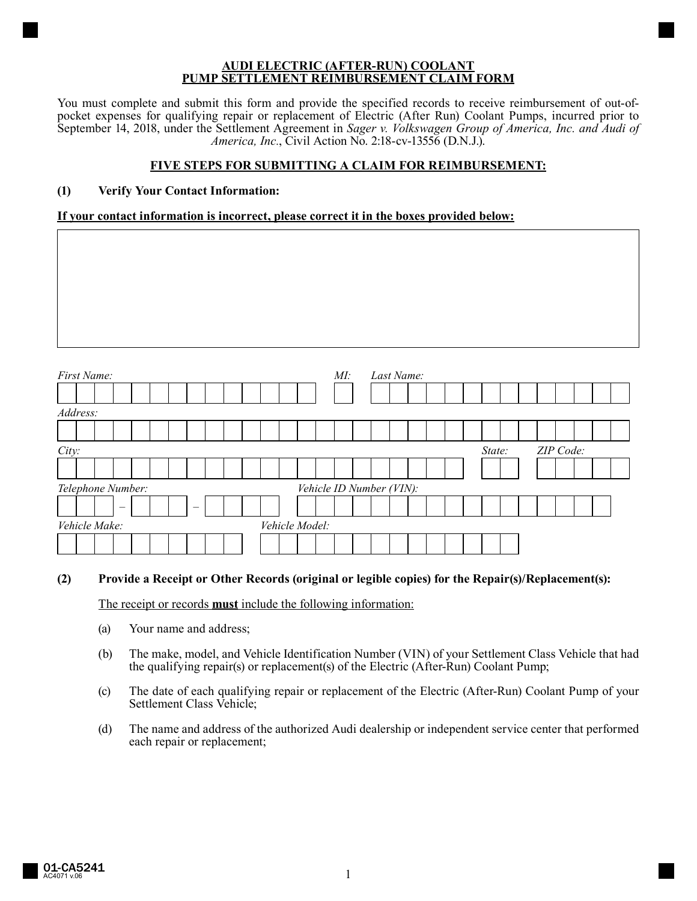**AUDI ELECTRIC (AFTER-RUN) COOLANT**
**PUMP SETTLEMENT REIMBURSEMENT CLAIM FORM**

You must complete and submit this form and provide the specified records to receive reimbursement of out-of-pocket expenses for qualifying repair or replacement of Electric (After Run) Coolant Pumps, incurred prior to September 14, 2018, under the Settlement Agreement in *Sager v. Volkswagen Group of America, Inc. and Audi of America, Inc.*, Civil Action No. 2:18-cv-13556 (D.N.J.).

**FIVE STEPS FOR SUBMITTING A CLAIM FOR REIMBURSEMENT:**

**(1) Verify Your Contact Information:**

**If your contact information is incorrect, please correct it in the boxes provided below:**

*First Name:* ____________________ *MI:* ___ *Last Name:* ____________________

*Address:* ________________________________________

*City:* ____________________ *State:* ___ *ZIP Code:* ________

*Telephone Number:* ___ – ___ – ____ *Vehicle ID Number (VIN):* ____________________

*Vehicle Make:* ____________ *Vehicle Model:* ____________

**(2) Provide a Receipt or Other Records (original or legible copies) for the Repair(s)/Replacement(s):**

The receipt or records **must** include the following information:

(a) Your name and address;

(b) The make, model, and Vehicle Identification Number (VIN) of your Settlement Class Vehicle that had the qualifying repair(s) or replacement(s) of the Electric (After-Run) Coolant Pump;

(c) The date of each qualifying repair or replacement of the Electric (After-Run) Coolant Pump of your Settlement Class Vehicle;

(d) The name and address of the authorized Audi dealership or independent service center that performed each repair or replacement;

01-CA5241
AC4071 v.06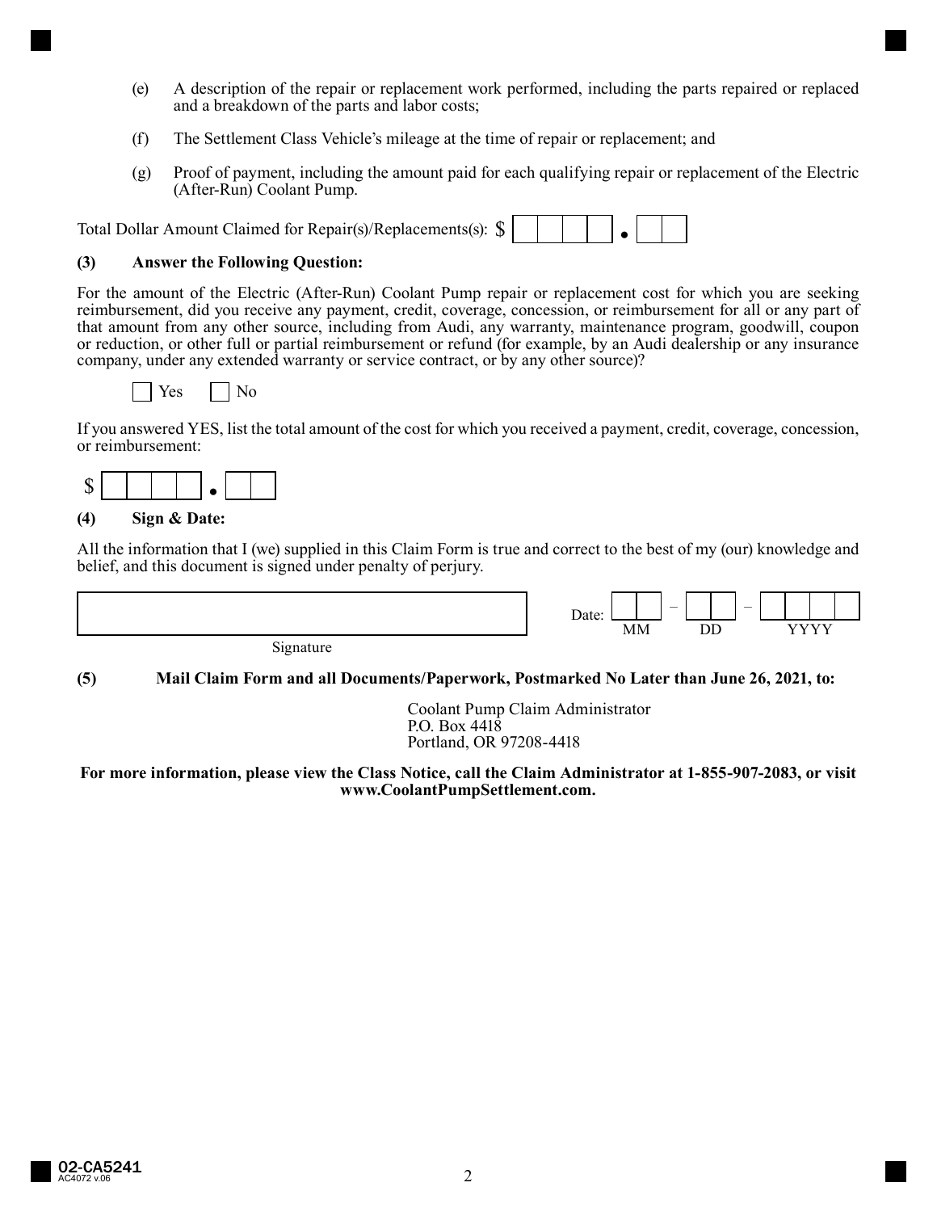(e) A description of the repair or replacement work performed, including the parts repaired or replaced and a breakdown of the parts and labor costs;

(f) The Settlement Class Vehicle's mileage at the time of repair or replacement; and

(g) Proof of payment, including the amount paid for each qualifying repair or replacement of the Electric (After-Run) Coolant Pump.

Total Dollar Amount Claimed for Repair(s)/Replacements(s): $ ☐☐☐☐.☐☐

**(3) Answer the Following Question:**

For the amount of the Electric (After-Run) Coolant Pump repair or replacement cost for which you are seeking reimbursement, did you receive any payment, credit, coverage, concession, or reimbursement for all or any part of that amount from any other source, including from Audi, any warranty, maintenance program, goodwill, coupon or reduction, or other full or partial reimbursement or refund (for example, by an Audi dealership or any insurance company, under any extended warranty or service contract, or by any other source)?

☐ Yes ☐ No

If you answered YES, list the total amount of the cost for which you received a payment, credit, coverage, concession, or reimbursement:

$ ☐☐☐☐.☐☐

**(4) Sign & Date:**

All the information that I (we) supplied in this Claim Form is true and correct to the best of my (our) knowledge and belief, and this document is signed under penalty of perjury.

Signature: ______________________________

Date: ☐☐ – ☐☐ – ☐☐☐☐
MM DD YYYY

**(5) Mail Claim Form and all Documents/Paperwork, Postmarked No Later than June 26, 2021, to:**

Coolant Pump Claim Administrator
P.O. Box 4418
Portland, OR 97208-4418

**For more information, please view the Class Notice, call the Claim Administrator at 1-855-907-2083, or visit www.CoolantPumpSettlement.com.**

02-CA5241
AC4072 v.06